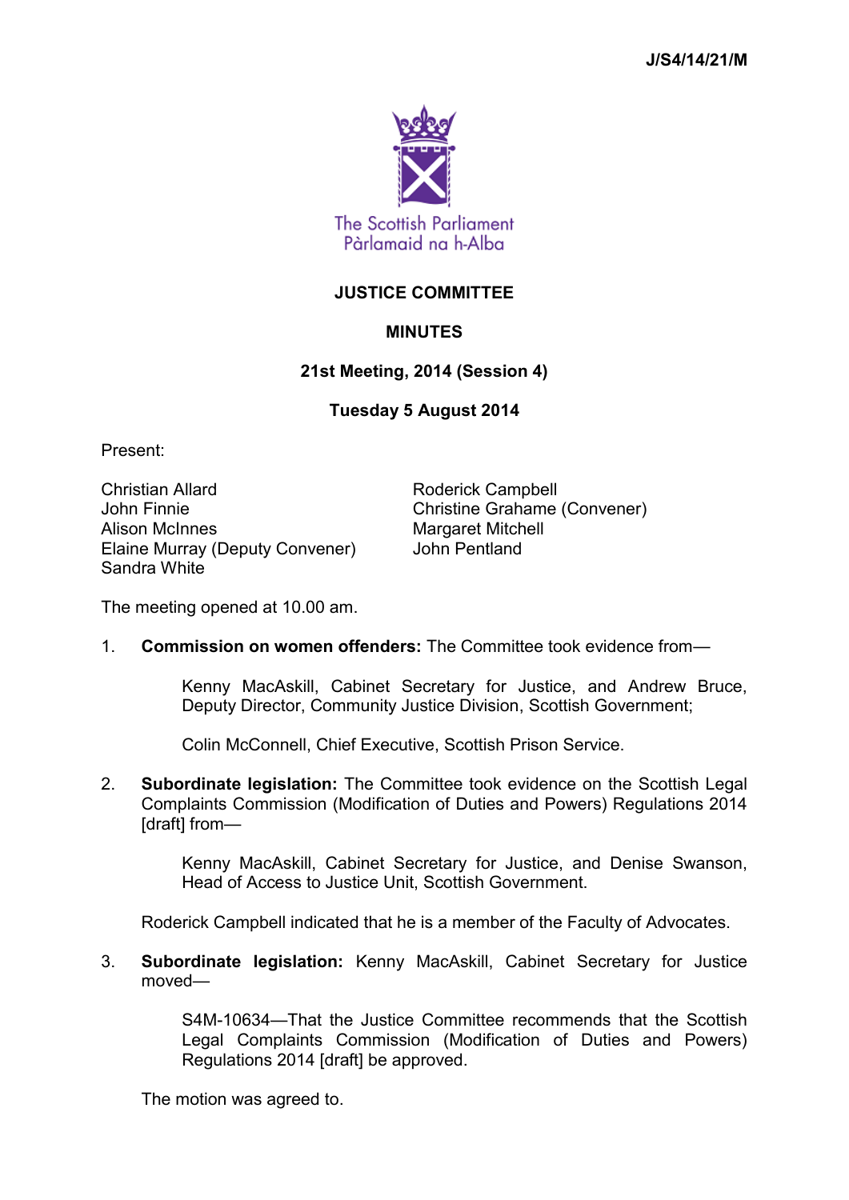J/S4/14/21/M

The Scottish Parliament
Pàrlamaid na h-Alba

# JUSTICE COMMITTEE

## MINUTES

### 21st Meeting, 2014 (Session 4)

### Tuesday 5 August 2014

Present:

Christian Allard
John Finnie
Alison McInnes
Elaine Murray (Deputy Convener)
Sandra White
Roderick Campbell
Christine Grahame (Convener)
Margaret Mitchell
John Pentland

The meeting opened at 10.00 am.

1. **Commission on women offenders:** The Committee took evidence from—

   Kenny MacAskill, Cabinet Secretary for Justice, and Andrew Bruce, Deputy Director, Community Justice Division, Scottish Government;

   Colin McConnell, Chief Executive, Scottish Prison Service.

2. **Subordinate legislation:** The Committee took evidence on the Scottish Legal Complaints Commission (Modification of Duties and Powers) Regulations 2014 [draft] from—

   Kenny MacAskill, Cabinet Secretary for Justice, and Denise Swanson, Head of Access to Justice Unit, Scottish Government.

   Roderick Campbell indicated that he is a member of the Faculty of Advocates.

3. **Subordinate legislation:** Kenny MacAskill, Cabinet Secretary for Justice moved—

   S4M-10634—That the Justice Committee recommends that the Scottish Legal Complaints Commission (Modification of Duties and Powers) Regulations 2014 [draft] be approved.

   The motion was agreed to.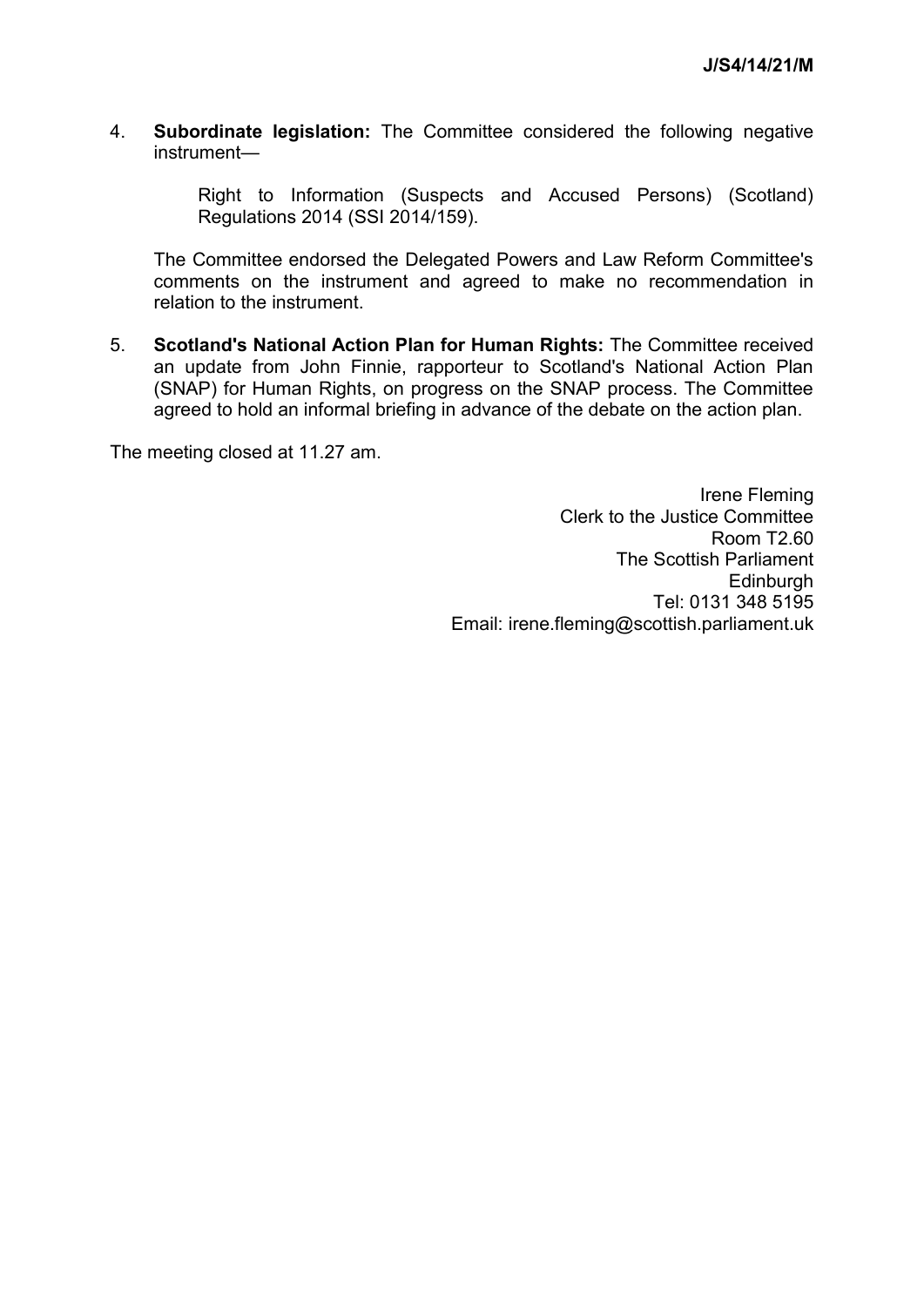4. **Subordinate legislation:** The Committee considered the following negative instrument—

   Right to Information (Suspects and Accused Persons) (Scotland) Regulations 2014 (SSI 2014/159).

   The Committee endorsed the Delegated Powers and Law Reform Committee's comments on the instrument and agreed to make no recommendation in relation to the instrument.

5. **Scotland's National Action Plan for Human Rights:** The Committee received an update from John Finnie, rapporteur to Scotland's National Action Plan (SNAP) for Human Rights, on progress on the SNAP process. The Committee agreed to hold an informal briefing in advance of the debate on the action plan.

The meeting closed at 11.27 am.

Irene Fleming
Clerk to the Justice Committee
Room T2.60
The Scottish Parliament
Edinburgh
Tel: 0131 348 5195
Email: irene.fleming@scottish.parliament.uk